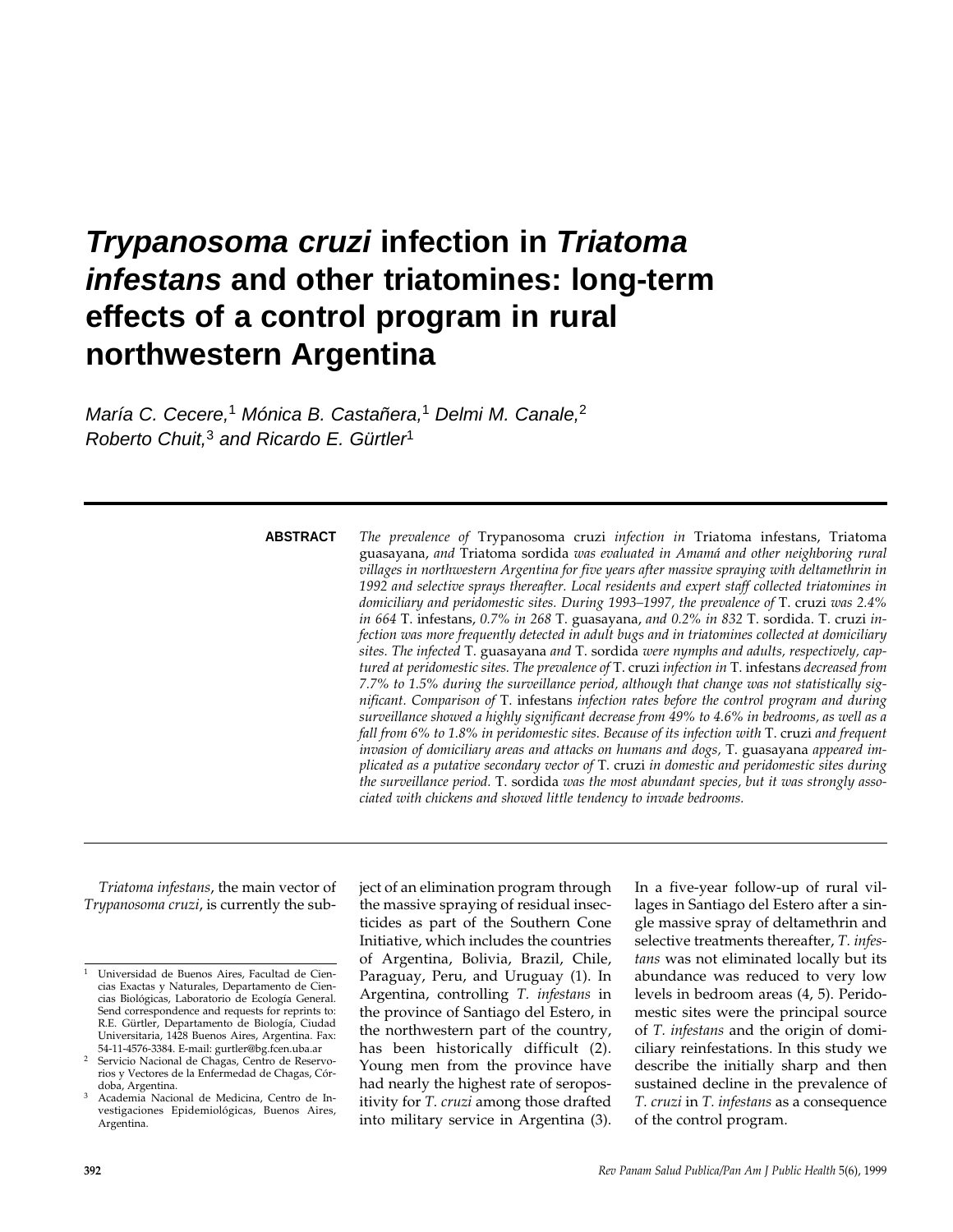# *Trypanosoma cruzi* infection in *Triatoma infestans* and other triatomines: long-term effects of a control program in rural northwestern Argentina

*María C. Cecere,[1] Mónica B. Castañera,[1] Delmi M. Canale,[2] Roberto Chuit,[3] and Ricardo E. Gürtler[1]*

**ABSTRACT** *The prevalence of* Trypanosoma cruzi *infection in* Triatoma infestans, Triatoma guasayana, *and* Triatoma sordida *was evaluated in Amamá and other neighboring rural villages in northwestern Argentina for five years after massive spraying with deltamethrin in 1992 and selective sprays thereafter. Local residents and expert staff collected triatomines in domiciliary and peridomestic sites. During 1993–1997, the prevalence of* T. cruzi *was 2.4% in 664* T. infestans, *0.7% in 268* T. guasayana, *and 0.2% in 832* T. sordida. T. cruzi *infection was more frequently detected in adult bugs and in triatomines collected at domiciliary sites. The infected* T. guasayana *and* T. sordida *were nymphs and adults, respectively, captured at peridomestic sites. The prevalence of* T. cruzi *infection in* T. infestans *decreased from 7.7% to 1.5% during the surveillance period, although that change was not statistically significant. Comparison of* T. infestans *infection rates before the control program and during surveillance showed a highly significant decrease from 49% to 4.6% in bedrooms, as well as a fall from 6% to 1.8% in peridomestic sites. Because of its infection with* T. cruzi *and frequent invasion of domiciliary areas and attacks on humans and dogs,* T. guasayana *appeared implicated as a putative secondary vector of* T. cruzi *in domestic and peridomestic sites during the surveillance period.* T. sordida *was the most abundant species, but it was strongly associated with chickens and showed little tendency to invade bedrooms.*

---

*Triatoma infestans*, the main vector of *Trypanosoma cruzi*, is currently the subject of an elimination program through the massive spraying of residual insecticides as part of the Southern Cone Initiative, which includes the countries of Argentina, Bolivia, Brazil, Chile, Paraguay, Peru, and Uruguay (1). In Argentina, controlling *T. infestans* in the province of Santiago del Estero, in the northwestern part of the country, has been historically difficult (2). Young men from the province have had nearly the highest rate of seropositivity for *T. cruzi* among those drafted into military service in Argentina (3). In a five-year follow-up of rural villages in Santiago del Estero after a single massive spray of deltamethrin and selective treatments thereafter, *T. infestans* was not eliminated locally but its abundance was reduced to very low levels in bedroom areas (4, 5). Peridomestic sites were the principal source of *T. infestans* and the origin of domiciliary reinfestations. In this study we describe the initially sharp and then sustained decline in the prevalence of *T. cruzi* in *T. infestans* as a consequence of the control program.

---

[1] Universidad de Buenos Aires, Facultad de Ciencias Exactas y Naturales, Departamento de Ciencias Biológicas, Laboratorio de Ecología General. Send correspondence and requests for reprints to: R.E. Gürtler, Departamento de Biología, Ciudad Universitaria, 1428 Buenos Aires, Argentina. Fax: 54-11-4576-3384. E-mail: gurtler@bg.fcen.uba.ar

[2] Servicio Nacional de Chagas, Centro de Reservorios y Vectores de la Enfermedad de Chagas, Córdoba, Argentina.

[3] Academia Nacional de Medicina, Centro de Investigaciones Epidemiológicas, Buenos Aires, Argentina.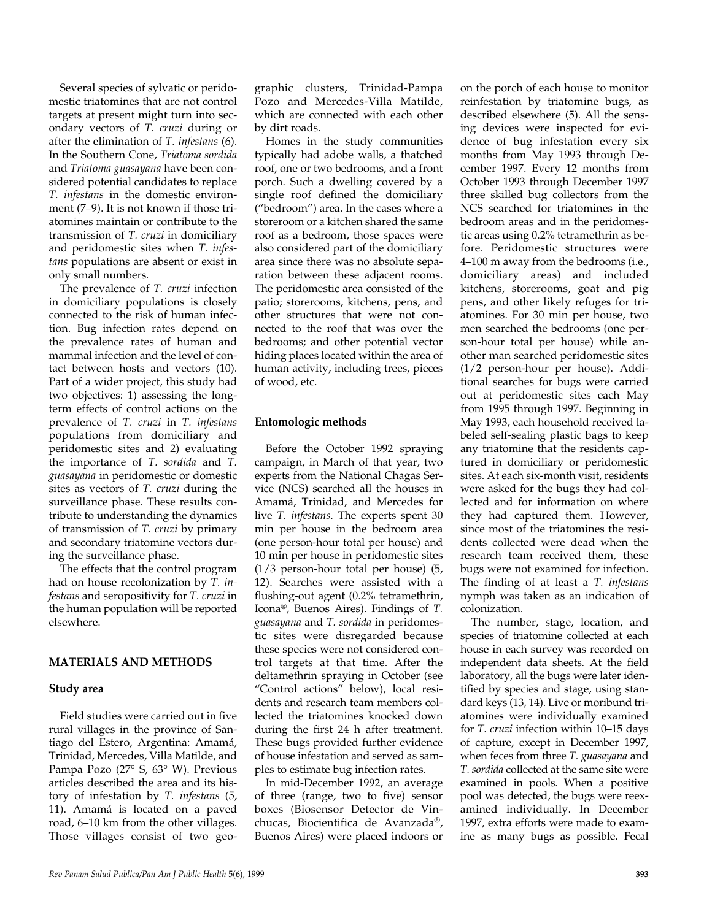Several species of sylvatic or peridomestic triatomines that are not control targets at present might turn into secondary vectors of *T. cruzi* during or after the elimination of *T. infestans* (6). In the Southern Cone, *Triatoma sordida* and *Triatoma guasayana* have been considered potential candidates to replace *T. infestans* in the domestic environment (7–9). It is not known if those triatomines maintain or contribute to the transmission of *T. cruzi* in domiciliary and peridomestic sites when *T. infestans* populations are absent or exist in only small numbers.

The prevalence of *T. cruzi* infection in domiciliary populations is closely connected to the risk of human infection. Bug infection rates depend on the prevalence rates of human and mammal infection and the level of contact between hosts and vectors (10). Part of a wider project, this study had two objectives: 1) assessing the long-term effects of control actions on the prevalence of *T. cruzi* in *T. infestans* populations from domiciliary and peridomestic sites and 2) evaluating the importance of *T. sordida* and *T. guasayana* in peridomestic or domestic sites as vectors of *T. cruzi* during the surveillance phase. These results contribute to understanding the dynamics of transmission of *T. cruzi* by primary and secondary triatomine vectors during the surveillance phase.

The effects that the control program had on house recolonization by *T. infestans* and seropositivity for *T. cruzi* in the human population will be reported elsewhere.

## MATERIALS AND METHODS

### Study area

Field studies were carried out in five rural villages in the province of Santiago del Estero, Argentina: Amamá, Trinidad, Mercedes, Villa Matilde, and Pampa Pozo (27° S, 63° W). Previous articles described the area and its history of infestation by *T. infestans* (5, 11). Amamá is located on a paved road, 6–10 km from the other villages. Those villages consist of two geographic clusters, Trinidad-Pampa Pozo and Mercedes-Villa Matilde, which are connected with each other by dirt roads.

Homes in the study communities typically had adobe walls, a thatched roof, one or two bedrooms, and a front porch. Such a dwelling covered by a single roof defined the domiciliary ("bedroom") area. In the cases where a storeroom or a kitchen shared the same roof as a bedroom, those spaces were also considered part of the domiciliary area since there was no absolute separation between these adjacent rooms. The peridomestic area consisted of the patio; storerooms, kitchens, pens, and other structures that were not connected to the roof that was over the bedrooms; and other potential vector hiding places located within the area of human activity, including trees, pieces of wood, etc.

### Entomologic methods

Before the October 1992 spraying campaign, in March of that year, two experts from the National Chagas Service (NCS) searched all the houses in Amamá, Trinidad, and Mercedes for live *T. infestans*. The experts spent 30 min per house in the bedroom area (one person-hour total per house) and 10 min per house in peridomestic sites (1/3 person-hour total per house) (5, 12). Searches were assisted with a flushing-out agent (0.2% tetramethrin, Icona®, Buenos Aires). Findings of *T. guasayana* and *T. sordida* in peridomestic sites were disregarded because these species were not considered control targets at that time. After the deltamethrin spraying in October (see "Control actions" below), local residents and research team members collected the triatomines knocked down during the first 24 h after treatment. These bugs provided further evidence of house infestation and served as samples to estimate bug infection rates.

In mid-December 1992, an average of three (range, two to five) sensor boxes (Biosensor Detector de Vinchucas, Biocientifica de Avanzada®, Buenos Aires) were placed indoors or on the porch of each house to monitor reinfestation by triatomine bugs, as described elsewhere (5). All the sensing devices were inspected for evidence of bug infestation every six months from May 1993 through December 1997. Every 12 months from October 1993 through December 1997 three skilled bug collectors from the NCS searched for triatomines in the bedroom areas and in the peridomestic areas using 0.2% tetramethrin as before. Peridomestic structures were 4–100 m away from the bedrooms (i.e., domiciliary areas) and included kitchens, storerooms, goat and pig pens, and other likely refuges for triatomines. For 30 min per house, two men searched the bedrooms (one person-hour total per house) while another man searched peridomestic sites (1/2 person-hour per house). Additional searches for bugs were carried out at peridomestic sites each May from 1995 through 1997. Beginning in May 1993, each household received labeled self-sealing plastic bags to keep any triatomine that the residents captured in domiciliary or peridomestic sites. At each six-month visit, residents were asked for the bugs they had collected and for information on where they had captured them. However, since most of the triatomines the residents collected were dead when the research team received them, these bugs were not examined for infection. The finding of at least a *T. infestans* nymph was taken as an indication of colonization.

The number, stage, location, and species of triatomine collected at each house in each survey was recorded on independent data sheets. At the field laboratory, all the bugs were later identified by species and stage, using standard keys (13, 14). Live or moribund triatomines were individually examined for *T. cruzi* infection within 10–15 days of capture, except in December 1997, when feces from three *T. guasayana* and *T. sordida* collected at the same site were examined in pools. When a positive pool was detected, the bugs were reexamined individually. In December 1997, extra efforts were made to examine as many bugs as possible. Fecal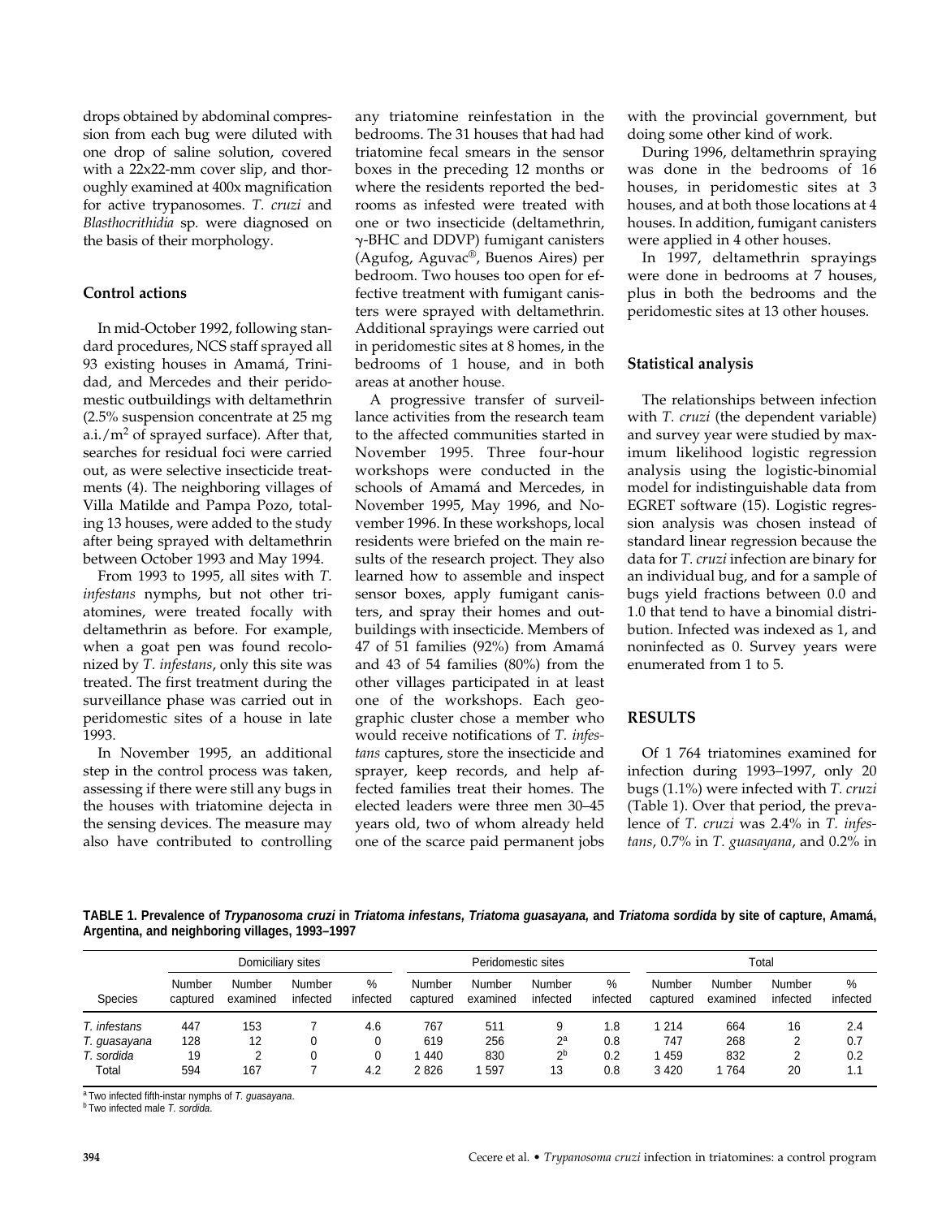drops obtained by abdominal compression from each bug were diluted with one drop of saline solution, covered with a 22x22-mm cover slip, and thoroughly examined at 400x magnification for active trypanosomes. *T. cruzi* and *Blasthocrithidia* sp. were diagnosed on the basis of their morphology.

### Control actions

In mid-October 1992, following standard procedures, NCS staff sprayed all 93 existing houses in Amamá, Trinidad, and Mercedes and their peridomestic outbuildings with deltamethrin (2.5% suspension concentrate at 25 mg a.i./$m^2$ of sprayed surface). After that, searches for residual foci were carried out, as were selective insecticide treatments (4). The neighboring villages of Villa Matilde and Pampa Pozo, totaling 13 houses, were added to the study after being sprayed with deltamethrin between October 1993 and May 1994.

From 1993 to 1995, all sites with *T. infestans* nymphs, but not other triatomines, were treated focally with deltamethrin as before. For example, when a goat pen was found recolonized by *T. infestans*, only this site was treated. The first treatment during the surveillance phase was carried out in peridomestic sites of a house in late 1993.

In November 1995, an additional step in the control process was taken, assessing if there were still any bugs in the houses with triatomine dejecta in the sensing devices. The measure may also have contributed to controlling any triatomine reinfestation in the bedrooms. The 31 houses that had had triatomine fecal smears in the sensor boxes in the preceding 12 months or where the residents reported the bedrooms as infested were treated with one or two insecticide (deltamethrin, γ-BHC and DDVP) fumigant canisters (Agufog, Aguvac®, Buenos Aires) per bedroom. Two houses too open for effective treatment with fumigant canisters were sprayed with deltamethrin. Additional sprayings were carried out in peridomestic sites at 8 homes, in the bedrooms of 1 house, and in both areas at another house.

A progressive transfer of surveillance activities from the research team to the affected communities started in November 1995. Three four-hour workshops were conducted in the schools of Amamá and Mercedes, in November 1995, May 1996, and November 1996. In these workshops, local residents were briefed on the main results of the research project. They also learned how to assemble and inspect sensor boxes, apply fumigant canisters, and spray their homes and outbuildings with insecticide. Members of 47 of 51 families (92%) from Amamá and 43 of 54 families (80%) from the other villages participated in at least one of the workshops. Each geographic cluster chose a member who would receive notifications of *T. infestans* captures, store the insecticide and sprayer, keep records, and help affected families treat their homes. The elected leaders were three men 30–45 years old, two of whom already held one of the scarce paid permanent jobs with the provincial government, but doing some other kind of work.

During 1996, deltamethrin spraying was done in the bedrooms of 16 houses, in peridomestic sites at 3 houses, and at both those locations at 4 houses. In addition, fumigant canisters were applied in 4 other houses.

In 1997, deltamethrin sprayings were done in bedrooms at 7 houses, plus in both the bedrooms and the peridomestic sites at 13 other houses.

### Statistical analysis

The relationships between infection with *T. cruzi* (the dependent variable) and survey year were studied by maximum likelihood logistic regression analysis using the logistic-binomial model for indistinguishable data from EGRET software (15). Logistic regression analysis was chosen instead of standard linear regression because the data for *T. cruzi* infection are binary for an individual bug, and for a sample of bugs yield fractions between 0.0 and 1.0 that tend to have a binomial distribution. Infected was indexed as 1, and noninfected as 0. Survey years were enumerated from 1 to 5.

## RESULTS

Of 1 764 triatomines examined for infection during 1993–1997, only 20 bugs (1.1%) were infected with *T. cruzi* (Table 1). Over that period, the prevalence of *T. cruzi* was 2.4% in *T. infestans*, 0.7% in *T. guasayana*, and 0.2% in

**TABLE 1. Prevalence of *Trypanosoma cruzi* in *Triatoma infestans, Triatoma guasayana,* and *Triatoma sordida* by site of capture, Amamá, Argentina, and neighboring villages, 1993–1997**

| | Domiciliary sites | | | | Peridomestic sites | | | | Total | | | |
|---|---|---|---|---|---|---|---|---|---|---|---|---|
| Species | Number captured | Number examined | Number infected | % infected | Number captured | Number examined | Number infected | % infected | Number captured | Number examined | Number infected | % infected |
| *T. infestans* | 447 | 153 | 7 | 4.6 | 767 | 511 | 9 | 1.8 | 1 214 | 664 | 16 | 2.4 |
| *T. guasayana* | 128 | 12 | 0 | 0 | 619 | 256 | 2[a] | 0.8 | 747 | 268 | 2 | 0.7 |
| *T. sordida* | 19 | 2 | 0 | 0 | 1 440 | 830 | 2[b] | 0.2 | 1 459 | 832 | 2 | 0.2 |
| Total | 594 | 167 | 7 | 4.2 | 2 826 | 1 597 | 13 | 0.8 | 3 420 | 1 764 | 20 | 1.1 |

[a] Two infected fifth-instar nymphs of *T. guasayana*.
[b] Two infected male *T. sordida*.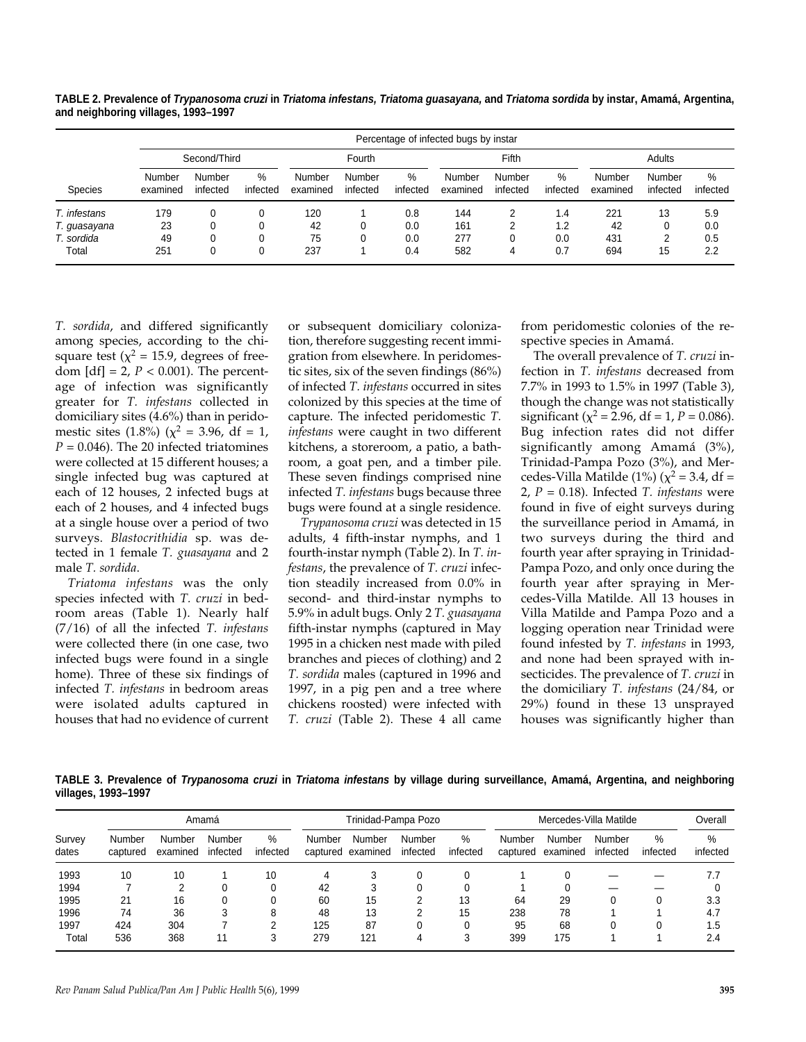**TABLE 2. Prevalence of *Trypanosoma cruzi* in *Triatoma infestans, Triatoma guasayana,* and *Triatoma sordida* by instar, Amamá, Argentina, and neighboring villages, 1993–1997**

| | Percentage of infected bugs by instar | | | | | | | | | | | |
|---|---|---|---|---|---|---|---|---|---|---|---|---|
| | Second/Third | | | Fourth | | | Fifth | | | Adults | | |
| Species | Number examined | Number infected | % infected | Number examined | Number infected | % infected | Number examined | Number infected | % infected | Number examined | Number infected | % infected |
| *T. infestans* | 179 | 0 | 0 | 120 | 1 | 0.8 | 144 | 2 | 1.4 | 221 | 13 | 5.9 |
| *T. guasayana* | 23 | 0 | 0 | 42 | 0 | 0.0 | 161 | 2 | 1.2 | 42 | 0 | 0.0 |
| *T. sordida* | 49 | 0 | 0 | 75 | 0 | 0.0 | 277 | 0 | 0.0 | 431 | 2 | 0.5 |
| Total | 251 | 0 | 0 | 237 | 1 | 0.4 | 582 | 4 | 0.7 | 694 | 15 | 2.2 |

*T. sordida*, and differed significantly among species, according to the chi-square test ($\chi^2$ = 15.9, degrees of freedom [df] = 2, $P < 0.001$). The percentage of infection was significantly greater for *T. infestans* collected in domiciliary sites (4.6%) than in peridomestic sites (1.8%) ($\chi^2$ = 3.96, df = 1, $P$ = 0.046). The 20 infected triatomines were collected at 15 different houses; a single infected bug was captured at each of 12 houses, 2 infected bugs at each of 2 houses, and 4 infected bugs at a single house over a period of two surveys. *Blastocrithidia* sp. was detected in 1 female *T. guasayana* and 2 male *T. sordida*.

*Triatoma infestans* was the only species infected with *T. cruzi* in bedroom areas (Table 1). Nearly half (7/16) of all the infected *T. infestans* were collected there (in one case, two infected bugs were found in a single home). Three of these six findings of infected *T. infestans* in bedroom areas were isolated adults captured in houses that had no evidence of current or subsequent domiciliary colonization, therefore suggesting recent immigration from elsewhere. In peridomestic sites, six of the seven findings (86%) of infected *T. infestans* occurred in sites colonized by this species at the time of capture. The infected peridomestic *T. infestans* were caught in two different kitchens, a storeroom, a patio, a bathroom, a goat pen, and a timber pile. These seven findings comprised nine infected *T. infestans* bugs because three bugs were found at a single residence.

*Trypanosoma cruzi* was detected in 15 adults, 4 fifth-instar nymphs, and 1 fourth-instar nymph (Table 2). In *T. infestans*, the prevalence of *T. cruzi* infection steadily increased from 0.0% in second- and third-instar nymphs to 5.9% in adult bugs. Only 2 *T. guasayana* fifth-instar nymphs (captured in May 1995 in a chicken nest made with piled branches and pieces of clothing) and 2 *T. sordida* males (captured in 1996 and 1997, in a pig pen and a tree where chickens roosted) were infected with *T. cruzi* (Table 2). These 4 all came from peridomestic colonies of the respective species in Amamá.

The overall prevalence of *T. cruzi* infection in *T. infestans* decreased from 7.7% in 1993 to 1.5% in 1997 (Table 3), though the change was not statistically significant ($\chi^2$ = 2.96, df = 1, $P$ = 0.086). Bug infection rates did not differ significantly among Amamá (3%), Trinidad-Pampa Pozo (3%), and Mercedes-Villa Matilde (1%) ($\chi^2$ = 3.4, df = 2, $P$ = 0.18). Infected *T. infestans* were found in five of eight surveys during the surveillance period in Amamá, in two surveys during the third and fourth year after spraying in Trinidad-Pampa Pozo, and only once during the fourth year after spraying in Mercedes-Villa Matilde. All 13 houses in Villa Matilde and Pampa Pozo and a logging operation near Trinidad were found infested by *T. infestans* in 1993, and none had been sprayed with insecticides. The prevalence of *T. cruzi* in the domiciliary *T. infestans* (24/84, or 29%) found in these 13 unsprayed houses was significantly higher than

**TABLE 3. Prevalence of *Trypanosoma cruzi* in *Triatoma infestans* by village during surveillance, Amamá, Argentina, and neighboring villages, 1993–1997**

| | Amamá | | | | Trinidad-Pampa Pozo | | | | Mercedes-Villa Matilde | | | | Overall |
|---|---|---|---|---|---|---|---|---|---|---|---|---|---|
| Survey dates | Number captured | Number examined | Number infected | % infected | Number captured | Number examined | Number infected | % infected | Number captured | Number examined | Number infected | % infected | % infected |
| 1993 | 10 | 10 | 1 | 10 | 4 | 3 | 0 | 0 | 1 | 0 | — | — | 7.7 |
| 1994 | 7 | 2 | 0 | 0 | 42 | 3 | 0 | 0 | 1 | 0 | — | — | 0 |
| 1995 | 21 | 16 | 0 | 0 | 60 | 15 | 2 | 13 | 64 | 29 | 0 | 0 | 3.3 |
| 1996 | 74 | 36 | 3 | 8 | 48 | 13 | 2 | 15 | 238 | 78 | 1 | 1 | 4.7 |
| 1997 | 424 | 304 | 7 | 2 | 125 | 87 | 0 | 0 | 95 | 68 | 0 | 0 | 1.5 |
| Total | 536 | 368 | 11 | 3 | 279 | 121 | 4 | 3 | 399 | 175 | 1 | 1 | 2.4 |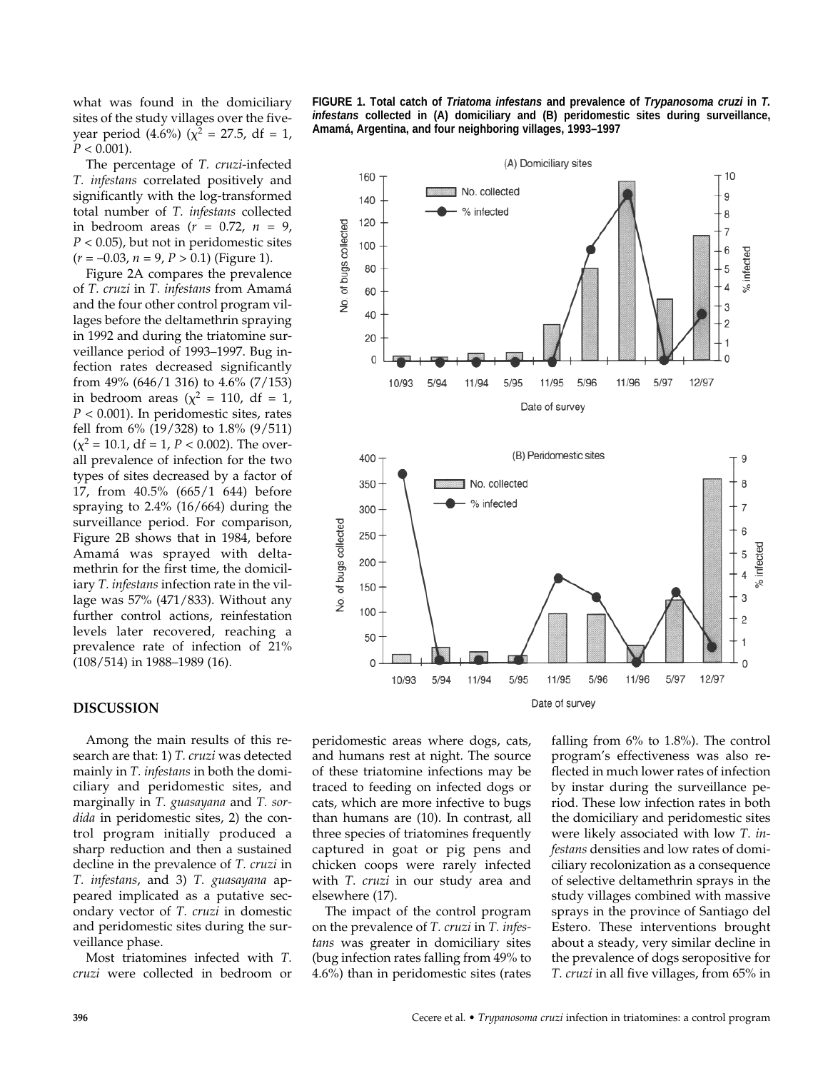what was found in the domiciliary sites of the study villages over the five-year period (4.6%) ($\chi^2$ = 27.5, df = 1, $P$ < 0.001).

The percentage of *T. cruzi*-infected *T. infestans* correlated positively and significantly with the log-transformed total number of *T. infestans* collected in bedroom areas ($r$ = 0.72, $n$ = 9, $P$ < 0.05), but not in peridomestic sites ($r$ = –0.03, $n$ = 9, $P$ > 0.1) (Figure 1).

Figure 2A compares the prevalence of *T. cruzi* in *T. infestans* from Amamá and the four other control program villages before the deltamethrin spraying in 1992 and during the triatomine surveillance period of 1993–1997. Bug infection rates decreased significantly from 49% (646/1 316) to 4.6% (7/153) in bedroom areas ($\chi^2$ = 110, df = 1, $P$ < 0.001). In peridomestic sites, rates fell from 6% (19/328) to 1.8% (9/511) ($\chi^2$ = 10.1, df = 1, $P$ < 0.002). The overall prevalence of infection for the two types of sites decreased by a factor of 17, from 40.5% (665/1 644) before spraying to 2.4% (16/664) during the surveillance period. For comparison, Figure 2B shows that in 1984, before Amamá was sprayed with deltamethrin for the first time, the domiciliary *T. infestans* infection rate in the village was 57% (471/833). Without any further control actions, reinfestation levels later recovered, reaching a prevalence rate of infection of 21% (108/514) in 1988–1989 (16).

**FIGURE 1. Total catch of *Triatoma infestans* and prevalence of *Trypanosoma cruzi* in *T. infestans* collected in (A) domiciliary and (B) peridomestic sites during surveillance, Amamá, Argentina, and four neighboring villages, 1993–1997**

## DISCUSSION

Among the main results of this research are that: 1) *T. cruzi* was detected mainly in *T. infestans* in both the domiciliary and peridomestic sites, and marginally in *T. guasayana* and *T. sordida* in peridomestic sites, 2) the control program initially produced a sharp reduction and then a sustained decline in the prevalence of *T. cruzi* in *T. infestans*, and 3) *T. guasayana* appeared implicated as a putative secondary vector of *T. cruzi* in domestic and peridomestic sites during the surveillance phase.

Most triatomines infected with *T. cruzi* were collected in bedroom or peridomestic areas where dogs, cats, and humans rest at night. The source of these triatomine infections may be traced to feeding on infected dogs or cats, which are more infective to bugs than humans are (10). In contrast, all three species of triatomines frequently captured in goat or pig pens and chicken coops were rarely infected with *T. cruzi* in our study area and elsewhere (17).

The impact of the control program on the prevalence of *T. cruzi* in *T. infestans* was greater in domiciliary sites (bug infection rates falling from 49% to 4.6%) than in peridomestic sites (rates falling from 6% to 1.8%). The control program's effectiveness was also reflected in much lower rates of infection by instar during the surveillance period. These low infection rates in both the domiciliary and peridomestic sites were likely associated with low *T. infestans* densities and low rates of domiciliary recolonization as a consequence of selective deltamethrin sprays in the study villages combined with massive sprays in the province of Santiago del Estero. These interventions brought about a steady, very similar decline in the prevalence of dogs seropositive for *T. cruzi* in all five villages, from 65% in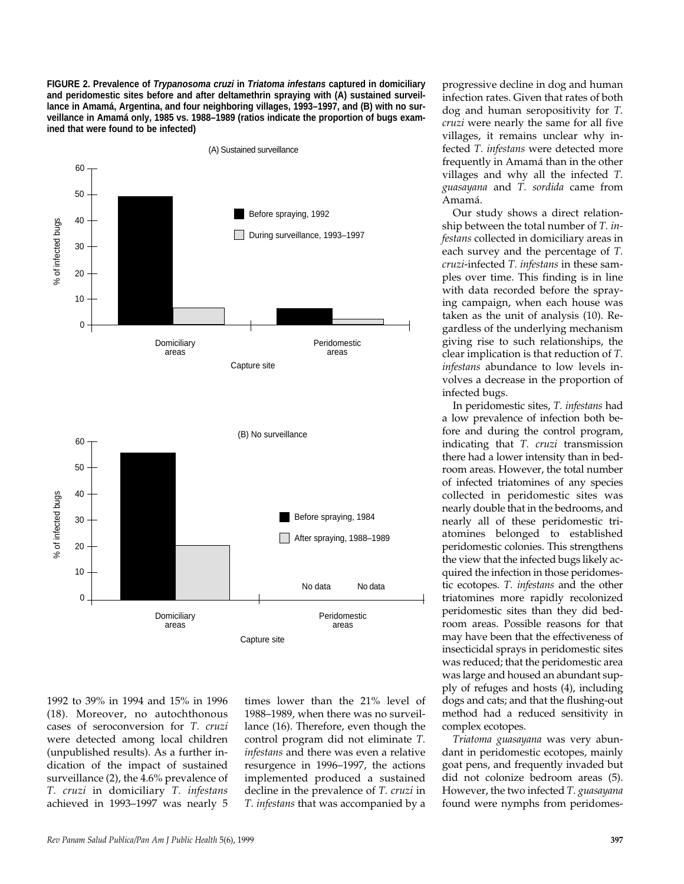**FIGURE 2. Prevalence of *Trypanosoma cruzi* in *Triatoma infestans* captured in domiciliary and peridomestic sites before and after deltamethrin spraying with (A) sustained surveillance in Amamá, Argentina, and four neighboring villages, 1993–1997, and (B) with no surveillance in Amamá only, 1985 vs. 1988–1989 (ratios indicate the proportion of bugs examined that were found to be infected)**

1992 to 39% in 1994 and 15% in 1996 (18). Moreover, no autochthonous cases of seroconversion for *T. cruzi* were detected among local children (unpublished results). As a further indication of the impact of sustained surveillance (2), the 4.6% prevalence of *T. cruzi* in domiciliary *T. infestans* achieved in 1993–1997 was nearly 5 times lower than the 21% level of 1988–1989, when there was no surveillance (16). Therefore, even though the control program did not eliminate *T. infestans* and there was even a relative resurgence in 1996–1997, the actions implemented produced a sustained decline in the prevalence of *T. cruzi* in *T. infestans* that was accompanied by a progressive decline in dog and human infection rates. Given that rates of both dog and human seropositivity for *T. cruzi* were nearly the same for all five villages, it remains unclear why infected *T. infestans* were detected more frequently in Amamá than in the other villages and why all the infected *T. guasayana* and *T. sordida* came from Amamá.

Our study shows a direct relationship between the total number of *T. infestans* collected in domiciliary areas in each survey and the percentage of *T. cruzi*-infected *T. infestans* in these samples over time. This finding is in line with data recorded before the spraying campaign, when each house was taken as the unit of analysis (10). Regardless of the underlying mechanism giving rise to such relationships, the clear implication is that reduction of *T. infestans* abundance to low levels involves a decrease in the proportion of infected bugs.

In peridomestic sites, *T. infestans* had a low prevalence of infection both before and during the control program, indicating that *T. cruzi* transmission there had a lower intensity than in bedroom areas. However, the total number of infected triatomines of any species collected in peridomestic sites was nearly double that in the bedrooms, and nearly all of these peridomestic triatomines belonged to established peridomestic colonies. This strengthens the view that the infected bugs likely acquired the infection in those peridomestic ecotopes. *T. infestans* and the other triatomines more rapidly recolonized peridomestic sites than they did bedroom areas. Possible reasons for that may have been that the effectiveness of insecticidal sprays in peridomestic sites was reduced; that the peridomestic area was large and housed an abundant supply of refuges and hosts (4), including dogs and cats; and that the flushing-out method had a reduced sensitivity in complex ecotopes.

*Triatoma guasayana* was very abundant in peridomestic ecotopes, mainly goat pens, and frequently invaded but did not colonize bedroom areas (5). However, the two infected *T. guasayana* found were nymphs from peridomes-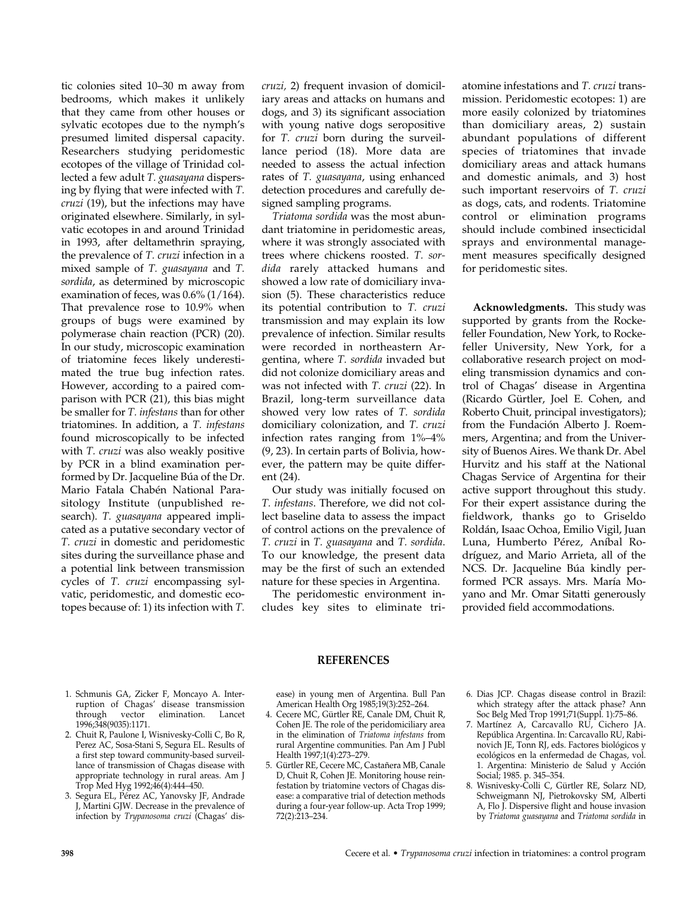tic colonies sited 10–30 m away from bedrooms, which makes it unlikely that they came from other houses or sylvatic ecotopes due to the nymph's presumed limited dispersal capacity. Researchers studying peridomestic ecotopes of the village of Trinidad collected a few adult *T. guasayana* dispersing by flying that were infected with *T. cruzi* (19), but the infections may have originated elsewhere. Similarly, in sylvatic ecotopes in and around Trinidad in 1993, after deltamethrin spraying, the prevalence of *T. cruzi* infection in a mixed sample of *T. guasayana* and *T. sordida*, as determined by microscopic examination of feces, was 0.6% (1/164). That prevalence rose to 10.9% when groups of bugs were examined by polymerase chain reaction (PCR) (20). In our study, microscopic examination of triatomine feces likely underestimated the true bug infection rates. However, according to a paired comparison with PCR (21), this bias might be smaller for *T. infestans* than for other triatomines. In addition, a *T. infestans* found microscopically to be infected with *T. cruzi* was also weakly positive by PCR in a blind examination performed by Dr. Jacqueline Búa of the Dr. Mario Fatala Chabén National Parasitology Institute (unpublished research). *T. guasayana* appeared implicated as a putative secondary vector of *T. cruzi* in domestic and peridomestic sites during the surveillance phase and a potential link between transmission cycles of *T. cruzi* encompassing sylvatic, peridomestic, and domestic ecotopes because of: 1) its infection with *T. cruzi*, 2) frequent invasion of domiciliary areas and attacks on humans and dogs, and 3) its significant association with young native dogs seropositive for *T. cruzi* born during the surveillance period (18). More data are needed to assess the actual infection rates of *T. guasayana*, using enhanced detection procedures and carefully designed sampling programs.

*Triatoma sordida* was the most abundant triatomine in peridomestic areas, where it was strongly associated with trees where chickens roosted. *T. sordida* rarely attacked humans and showed a low rate of domiciliary invasion (5). These characteristics reduce its potential contribution to *T. cruzi* transmission and may explain its low prevalence of infection. Similar results were recorded in northeastern Argentina, where *T. sordida* invaded but did not colonize domiciliary areas and was not infected with *T. cruzi* (22). In Brazil, long-term surveillance data showed very low rates of *T. sordida* domiciliary colonization, and *T. cruzi* infection rates ranging from 1%–4% (9, 23). In certain parts of Bolivia, however, the pattern may be quite different (24).

Our study was initially focused on *T. infestans*. Therefore, we did not collect baseline data to assess the impact of control actions on the prevalence of *T. cruzi* in *T. guasayana* and *T. sordida*. To our knowledge, the present data may be the first of such an extended nature for these species in Argentina.

The peridomestic environment includes key sites to eliminate triatomine infestations and *T. cruzi* transmission. Peridomestic ecotopes: 1) are more easily colonized by triatomines than domiciliary areas, 2) sustain abundant populations of different species of triatomines that invade domiciliary areas and attack humans and domestic animals, and 3) host such important reservoirs of *T. cruzi* as dogs, cats, and rodents. Triatomine control or elimination programs should include combined insecticidal sprays and environmental management measures specifically designed for peridomestic sites.

**Acknowledgments.** This study was supported by grants from the Rockefeller Foundation, New York, to Rockefeller University, New York, for a collaborative research project on modeling transmission dynamics and control of Chagas' disease in Argentina (Ricardo Gürtler, Joel E. Cohen, and Roberto Chuit, principal investigators); from the Fundación Alberto J. Roemmers, Argentina; and from the University of Buenos Aires. We thank Dr. Abel Hurvitz and his staff at the National Chagas Service of Argentina for their active support throughout this study. For their expert assistance during the fieldwork, thanks go to Griseldo Roldán, Isaac Ochoa, Emilio Vigil, Juan Luna, Humberto Pérez, Aníbal Rodríguez, and Mario Arrieta, all of the NCS. Dr. Jacqueline Búa kindly performed PCR assays. Mrs. María Moyano and Mr. Omar Sitatti generously provided field accommodations.

## REFERENCES

1. Schmunis GA, Zicker F, Moncayo A. Interruption of Chagas' disease transmission through vector elimination. Lancet 1996;348(9035):1171.
2. Chuit R, Paulone I, Wisnivesky-Colli C, Bo R, Perez AC, Sosa-Stani S, Segura EL. Results of a first step toward community-based surveillance of transmission of Chagas disease with appropriate technology in rural areas. Am J Trop Med Hyg 1992;46(4):444–450.
3. Segura EL, Pérez AC, Yanovsky JF, Andrade J, Martini GJW. Decrease in the prevalence of infection by *Trypanosoma cruzi* (Chagas' disease) in young men of Argentina. Bull Pan American Health Org 1985;19(3):252–264.
4. Cecere MC, Gürtler RE, Canale DM, Chuit R, Cohen JE. The role of the peridomiciliary area in the elimination of *Triatoma infestans* from rural Argentine communities. Pan Am J Publ Health 1997;1(4):273–279.
5. Gürtler RE, Cecere MC, Castañera MB, Canale D, Chuit R, Cohen JE. Monitoring house reinfestation by triatomine vectors of Chagas disease: a comparative trial of detection methods during a four-year follow-up. Acta Trop 1999; 72(2):213–234.
6. Dias JCP. Chagas disease control in Brazil: which strategy after the attack phase? Ann Soc Belg Med Trop 1991;71(Suppl. 1):75–86.
7. Martínez A, Carcavallo RU, Cichero JA. República Argentina. In: Carcavallo RU, Rabinovich JE, Tonn RJ, eds. Factores biológicos y ecológicos en la enfermedad de Chagas, vol. 1. Argentina: Ministerio de Salud y Acción Social; 1985. p. 345–354.
8. Wisnivesky-Colli C, Gürtler RE, Solarz ND, Schweigmann NJ, Pietrokovsky SM, Alberti A, Flo J. Dispersive flight and house invasion by *Triatoma guasayana* and *Triatoma sordida* in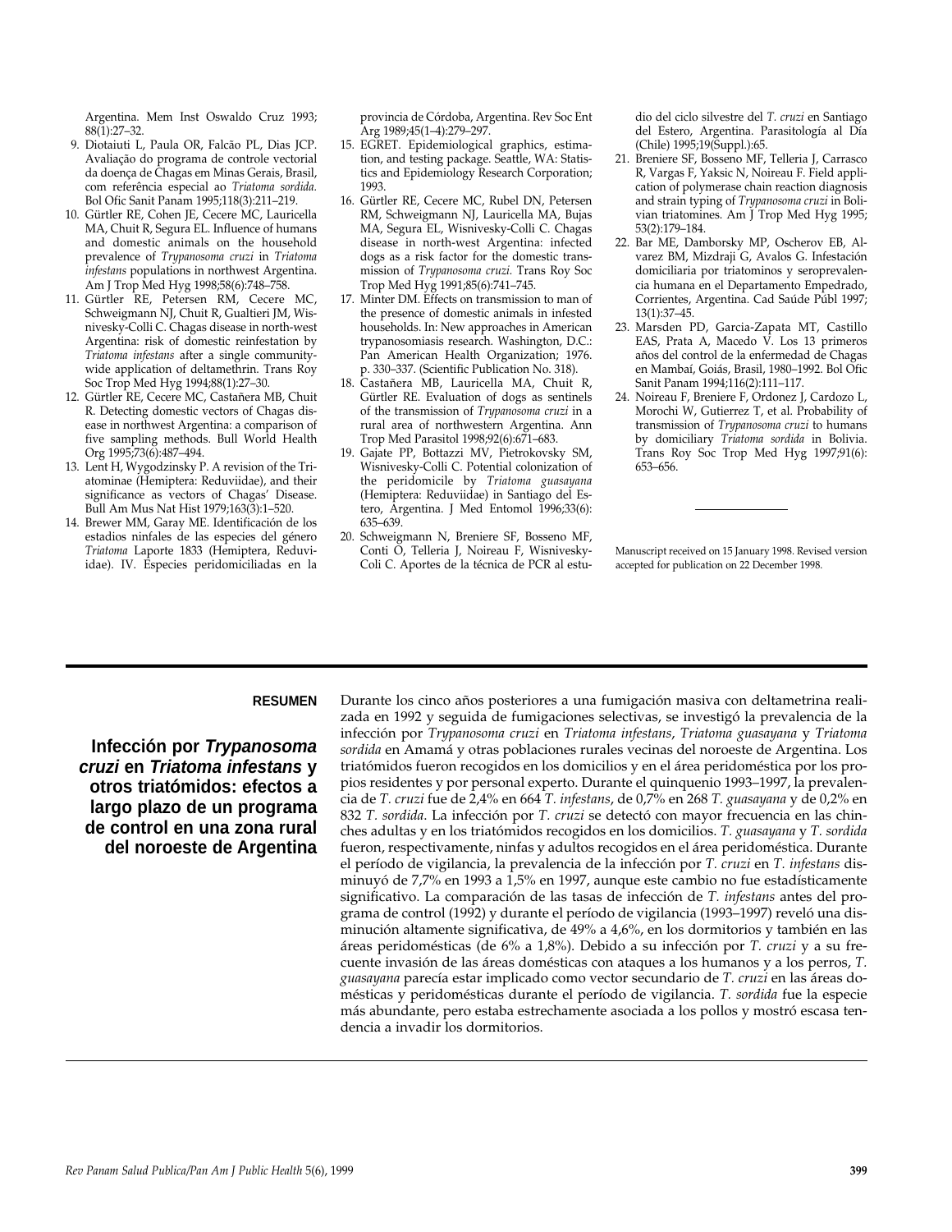Argentina. Mem Inst Oswaldo Cruz 1993; 88(1):27–32.

9. Diotaiuti L, Paula OR, Falcão PL, Dias JCP. Avaliação do programa de controle vectorial da doença de Chagas em Minas Gerais, Brasil, com referência especial ao *Triatoma sordida*. Bol Ofic Sanit Panam 1995;118(3):211–219.
10. Gürtler RE, Cohen JE, Cecere MC, Lauricella MA, Chuit R, Segura EL. Influence of humans and domestic animals on the household prevalence of *Trypanosoma cruzi* in *Triatoma infestans* populations in northwest Argentina. Am J Trop Med Hyg 1998;58(6):748–758.
11. Gürtler RE, Petersen RM, Cecere MC, Schweigmann NJ, Chuit R, Gualtieri JM, Wisnivesky-Colli C. Chagas disease in north-west Argentina: risk of domestic reinfestation by *Triatoma infestans* after a single community-wide application of deltamethrin. Trans Roy Soc Trop Med Hyg 1994;88(1):27–30.
12. Gürtler RE, Cecere MC, Castañera MB, Chuit R. Detecting domestic vectors of Chagas disease in northwest Argentina: a comparison of five sampling methods. Bull World Health Org 1995;73(6):487–494.
13. Lent H, Wygodzinsky P. A revision of the Triatominae (Hemiptera: Reduviidae), and their significance as vectors of Chagas' Disease. Bull Am Mus Nat Hist 1979;163(3):1–520.
14. Brewer MM, Garay ME. Identificación de los estadios ninfales de las especies del género *Triatoma* Laporte 1833 (Hemiptera, Reduviidae). IV. Especies peridomiciliadas en la provincia de Córdoba, Argentina. Rev Soc Ent Arg 1989;45(1–4):279–297.
15. EGRET. Epidemiological graphics, estimation, and testing package. Seattle, WA: Statistics and Epidemiology Research Corporation; 1993.
16. Gürtler RE, Cecere MC, Rubel DN, Petersen RM, Schweigmann NJ, Lauricella MA, Bujas MA, Segura EL, Wisnivesky-Colli C. Chagas disease in north-west Argentina: infected dogs as a risk factor for the domestic transmission of *Trypanosoma cruzi*. Trans Roy Soc Trop Med Hyg 1991;85(6):741–745.
17. Minter DM. Effects on transmission to man of the presence of domestic animals in infested households. In: New approaches in American trypanosomiasis research. Washington, D.C.: Pan American Health Organization; 1976. p. 330–337. (Scientific Publication No. 318).
18. Castañera MB, Lauricella MA, Chuit R, Gürtler RE. Evaluation of dogs as sentinels of the transmission of *Trypanosoma cruzi* in a rural area of northwestern Argentina. Ann Trop Med Parasitol 1998;92(6):671–683.
19. Gajate PP, Bottazzi MV, Pietrokovsky SM, Wisnivesky-Colli C. Potential colonization of the peridomicile by *Triatoma guasayana* (Hemiptera: Reduviidae) in Santiago del Estero, Argentina. J Med Entomol 1996;33(6): 635–639.
20. Schweigmann N, Breniere SF, Bosseno MF, Conti O, Telleria J, Noireau F, Wisnivesky-Coli C. Aportes de la técnica de PCR al estudio del ciclo silvestre del *T. cruzi* en Santiago del Estero, Argentina. Parasitología al Día (Chile) 1995;19(Suppl.):65.
21. Breniere SF, Bosseno MF, Telleria J, Carrasco R, Vargas F, Yaksic N, Noireau F. Field application of polymerase chain reaction diagnosis and strain typing of *Trypanosoma cruzi* in Bolivian triatomines. Am J Trop Med Hyg 1995; 53(2):179–184.
22. Bar ME, Damborsky MP, Oscherov EB, Alvarez BM, Mizdraji G, Avalos G. Infestación domiciliaria por triatominos y seroprevalencia humana en el Departamento Empedrado, Corrientes, Argentina. Cad Saúde Públ 1997; 13(1):37–45.
23. Marsden PD, Garcia-Zapata MT, Castillo EAS, Prata A, Macedo V. Los 13 primeros años del control de la enfermedad de Chagas en Mambaí, Goiás, Brasil, 1980–1992. Bol Ofic Sanit Panam 1994;116(2):111–117.
24. Noireau F, Breniere F, Ordonez J, Cardozo L, Morochi W, Gutierrez T, et al. Probability of transmission of *Trypanosoma cruzi* to humans by domiciliary *Triatoma sordida* in Bolivia. Trans Roy Soc Trop Med Hyg 1997;91(6): 653–656.

Manuscript received on 15 January 1998. Revised version accepted for publication on 22 December 1998.

---

**RESUMEN**

## Infección por *Trypanosoma cruzi* en *Triatoma infestans* y otros triatómidos: efectos a largo plazo de un programa de control en una zona rural del noroeste de Argentina

Durante los cinco años posteriores a una fumigación masiva con deltametrina realizada en 1992 y seguida de fumigaciones selectivas, se investigó la prevalencia de la infección por *Trypanosoma cruzi* en *Triatoma infestans*, *Triatoma guasayana* y *Triatoma sordida* en Amamá y otras poblaciones rurales vecinas del noroeste de Argentina. Los triatómidos fueron recogidos en los domicilios y en el área peridoméstica por los propios residentes y por personal experto. Durante el quinquenio 1993–1997, la prevalencia de *T. cruzi* fue de 2,4% en 664 *T. infestans*, de 0,7% en 268 *T. guasayana* y de 0,2% en 832 *T. sordida*. La infección por *T. cruzi* se detectó con mayor frecuencia en las chinches adultas y en los triatómidos recogidos en los domicilios. *T. guasayana* y *T. sordida* fueron, respectivamente, ninfas y adultos recogidos en el área peridoméstica. Durante el período de vigilancia, la prevalencia de la infección por *T. cruzi* en *T. infestans* disminuyó de 7,7% en 1993 a 1,5% en 1997, aunque este cambio no fue estadísticamente significativo. La comparación de las tasas de infección de *T. infestans* antes del programa de control (1992) y durante el período de vigilancia (1993–1997) reveló una disminución altamente significativa, de 49% a 4,6%, en los dormitorios y también en las áreas peridomésticas (de 6% a 1,8%). Debido a su infección por *T. cruzi* y a su frecuente invasión de las áreas domésticas con ataques a los humanos y a los perros, *T. guasayana* parecía estar implicado como vector secundario de *T. cruzi* en las áreas domésticas y peridomésticas durante el período de vigilancia. *T. sordida* fue la especie más abundante, pero estaba estrechamente asociada a los pollos y mostró escasa tendencia a invadir los dormitorios.